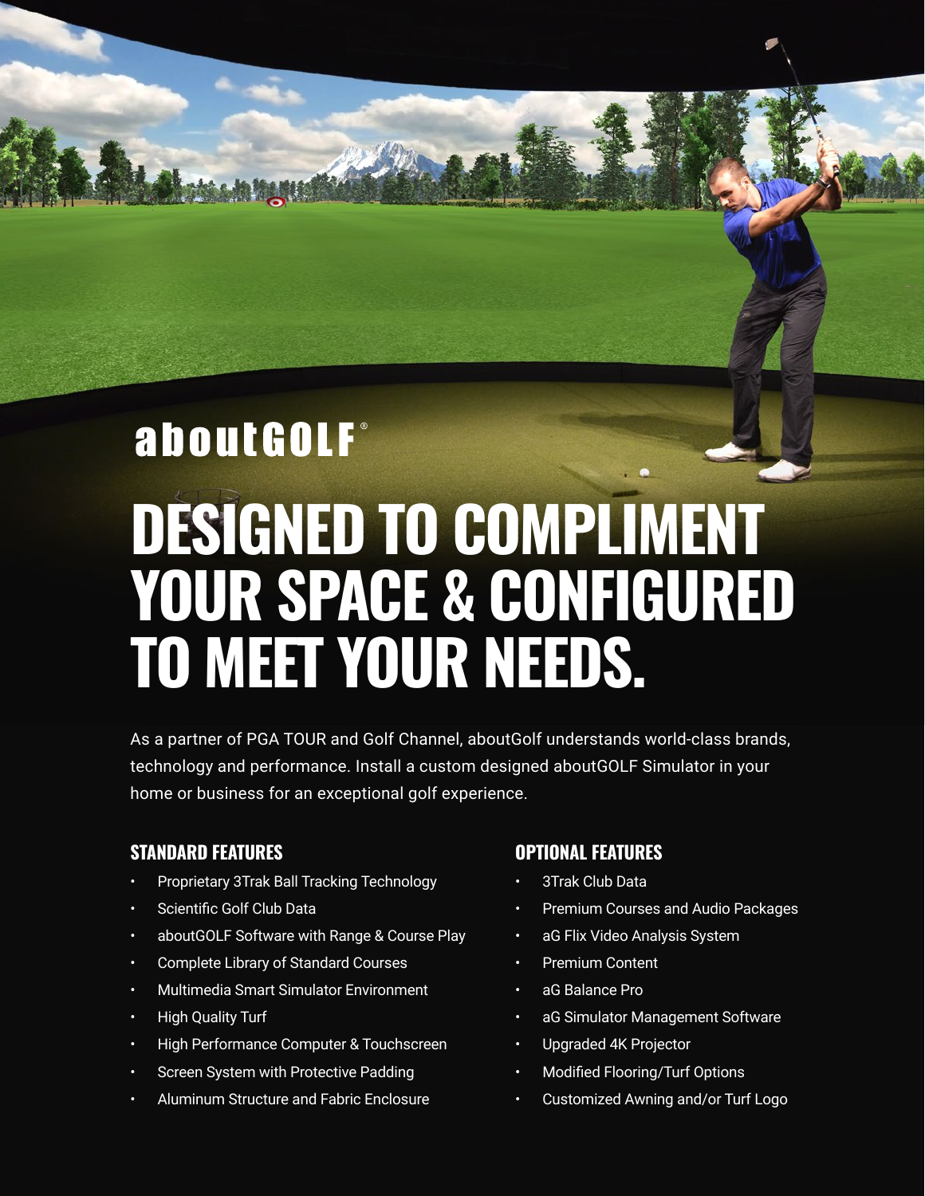aboutGOLF®

# DESIGNED TO COMPLIMENT YOUR SPACE & CONFIGURED TO MEET YOUR NEEDS.

As a partner of PGA TOUR and Golf Channel, aboutGolf understands world-class brands, technology and performance. Install a custom designed aboutGOLF Simulator in your home or business for an exceptional golf experience.

## STANDARD FEATURES

- Proprietary 3Trak Ball Tracking Technology
- Scientific Golf Club Data
- aboutGOLF Software with Range & Course Play
- Complete Library of Standard Courses
- Multimedia Smart Simulator Environment
- High Quality Turf
- High Performance Computer & Touchscreen
- Screen System with Protective Padding
- Aluminum Structure and Fabric Enclosure

## OPTIONAL FEATURES

- 3Trak Club Data
- Premium Courses and Audio Packages
- aG Flix Video Analysis System
- Premium Content
- aG Balance Pro
- aG Simulator Management Software
- Upgraded 4K Projector
- Modified Flooring/Turf Options
- Customized Awning and/or Turf Logo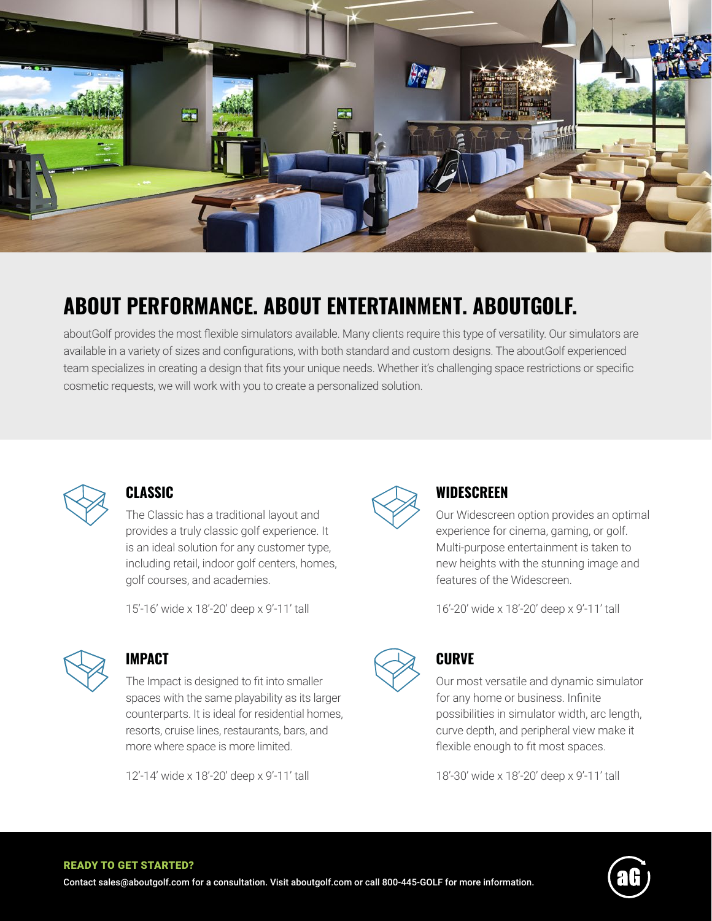# ABOUT PERFORMANCE. ABOUT ENTERTAINMENT. ABOUTGOLF.

aboutGolf provides the most flexible simulators available. Many clients require this type of versatility. Our simulators are available in a variety of sizes and configurations, with both standard and custom designs. The aboutGolf experienced team specializes in creating a design that fits your unique needs. Whether it's challenging space restrictions or specific cosmetic requests, we will work with you to create a personalized solution.

## CLASSIC

The Classic has a traditional layout and provides a truly classic golf experience. It is an ideal solution for any customer type, including retail, indoor golf centers, homes, golf courses, and academies.

15'-16' wide x 18'-20' deep x 9'-11' tall

## WIDESCREEN

Our Widescreen option provides an optimal experience for cinema, gaming, or golf. Multi-purpose entertainment is taken to new heights with the stunning image and features of the Widescreen.

16'-20' wide x 18'-20' deep x 9'-11' tall

## IMPACT

The Impact is designed to fit into smaller spaces with the same playability as its larger counterparts. It is ideal for residential homes, resorts, cruise lines, restaurants, bars, and more where space is more limited.

12'-14' wide x 18'-20' deep x 9'-11' tall

## CURVE

Our most versatile and dynamic simulator for any home or business. Infinite possibilities in simulator width, arc length, curve depth, and peripheral view make it flexible enough to fit most spaces.

18'-30' wide x 18'-20' deep x 9'-11' tall

**READY TO GET STARTED?**

**Contact sales@aboutgolf.com for a consultation. Visit aboutgolf.com or call 800-445-GOLF for more information.**